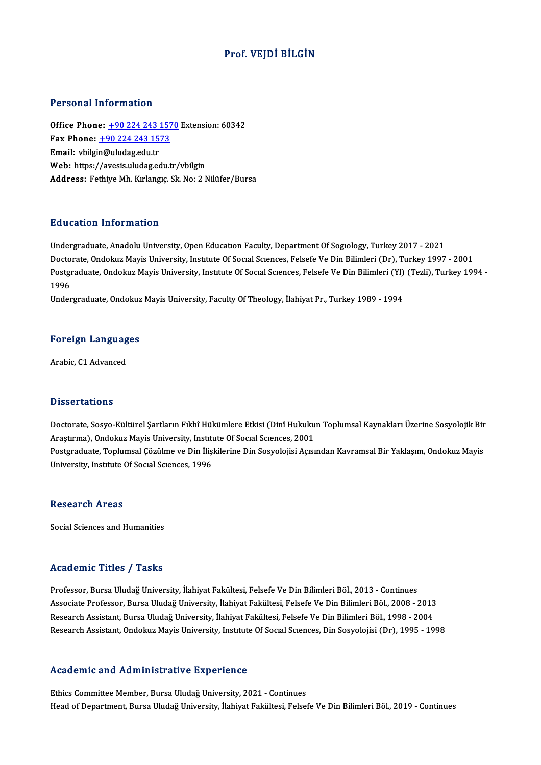# Prof. VEJDİ BİLGİN

## Personal Information

**Office Phone:** +90 224 243 1570 Extension: 60342
**Fax Phone:** +90 224 243 1573
**Email:** vbilgin@uludag.edu.tr
**Web:** https://avesis.uludag.edu.tr/vbilgin
**Address:** Fethiye Mh. Kırlangıç. Sk. No: 2 Nilüfer/Bursa

## Education Information

Undergraduate, Anadolu University, Open Education Faculty, Department Of Sociology, Turkey 2017 - 2021
Doctorate, Ondokuz Mayis University, Institute Of Social Sciences, Felsefe Ve Din Bilimleri (Dr), Turkey 1997 - 2001
Postgraduate, Ondokuz Mayis University, Institute Of Social Sciences, Felsefe Ve Din Bilimleri (Yl) (Tezli), Turkey 1994 - 1996
Undergraduate, Ondokuz Mayis University, Faculty Of Theology, İlahiyat Pr., Turkey 1989 - 1994

## Foreign Languages

Arabic, C1 Advanced

## Dissertations

Doctorate, Sosyo-Kültürel Şartların Fıkhî Hükümlere Etkisi (Dinî Hukukun Toplumsal Kaynakları Üzerine Sosyolojik Bir Araştırma), Ondokuz Mayis University, Institute Of Social Sciences, 2001
Postgraduate, Toplumsal Çözülme ve Din İlişkilerine Din Sosyolojisi Açısından Kavramsal Bir Yaklaşım, Ondokuz Mayis University, Institute Of Social Sciences, 1996

## Research Areas

Social Sciences and Humanities

## Academic Titles / Tasks

Professor, Bursa Uludağ University, İlahiyat Fakültesi, Felsefe Ve Din Bilimleri Böl., 2013 - Continues
Associate Professor, Bursa Uludağ University, İlahiyat Fakültesi, Felsefe Ve Din Bilimleri Böl., 2008 - 2013
Research Assistant, Bursa Uludağ University, İlahiyat Fakültesi, Felsefe Ve Din Bilimleri Böl., 1998 - 2004
Research Assistant, Ondokuz Mayis University, Institute Of Social Sciences, Din Sosyolojisi (Dr), 1995 - 1998

## Academic and Administrative Experience

Ethics Committee Member, Bursa Uludağ University, 2021 - Continues
Head of Department, Bursa Uludağ University, İlahiyat Fakültesi, Felsefe Ve Din Bilimleri Böl., 2019 - Continues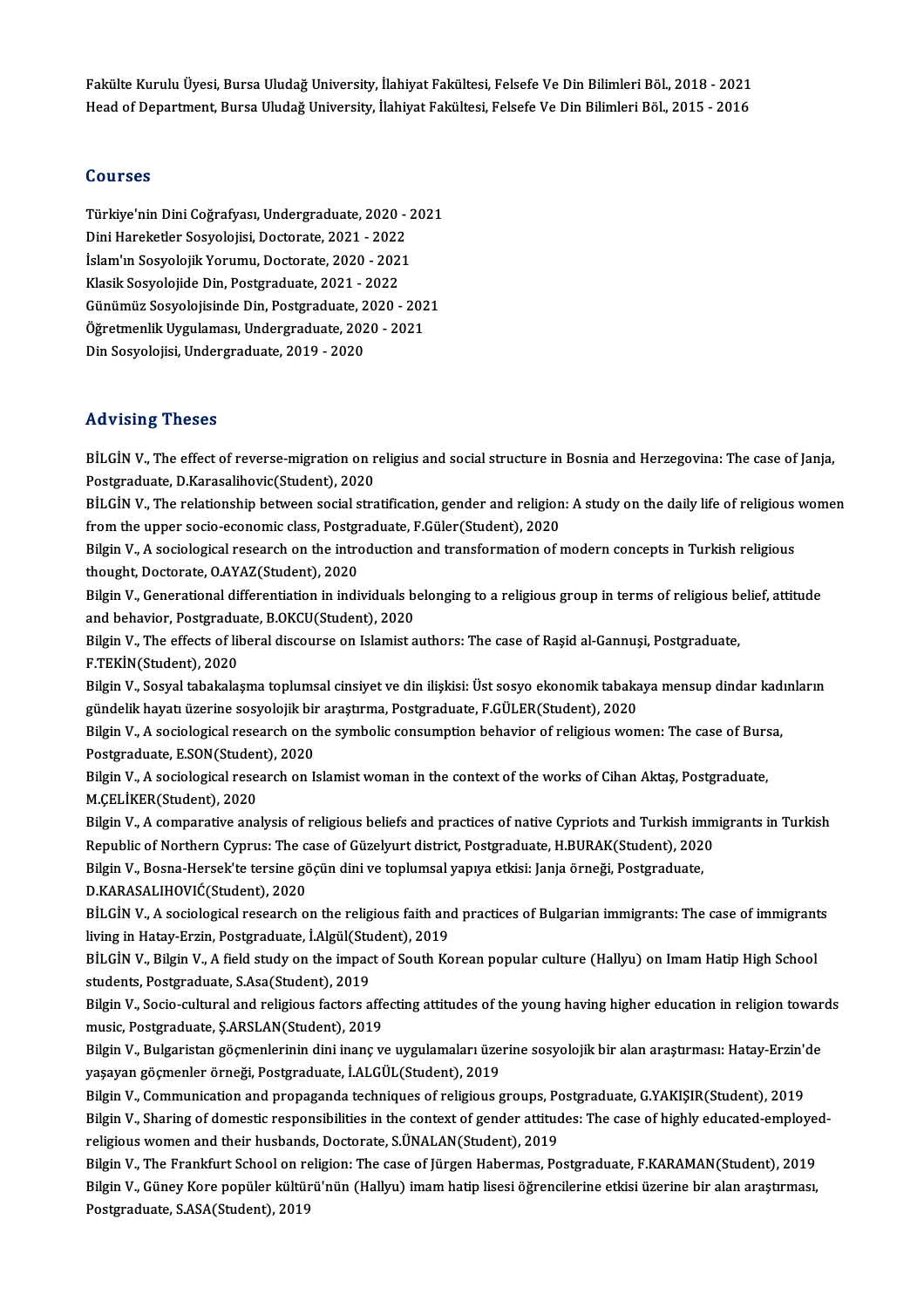Fakülte Kurulu Üyesi, Bursa Uludağ University, İlahiyat Fakültesi, Felsefe Ve Din Bilimleri Böl., 2018 - 2021
Head of Department, Bursa Uludağ University, İlahiyat Fakültesi, Felsefe Ve Din Bilimleri Böl., 2015 - 2016

## Courses

Türkiye'nin Dini Coğrafyası, Undergraduate, 2020 - 2021
Dini Hareketler Sosyolojisi, Doctorate, 2021 - 2022
İslam'ın Sosyolojik Yorumu, Doctorate, 2020 - 2021
Klasik Sosyolojide Din, Postgraduate, 2021 - 2022
Günümüz Sosyolojisinde Din, Postgraduate, 2020 - 2021
Öğretmenlik Uygulaması, Undergraduate, 2020 - 2021
Din Sosyolojisi, Undergraduate, 2019 - 2020

## Advising Theses

BİLGİN V., The effect of reverse-migration on religius and social structure in Bosnia and Herzegovina: The case of Janja, Postgraduate, D.Karasalihovic(Student), 2020

BİLGİN V., The relationship between social stratification, gender and religion: A study on the daily life of religious women from the upper socio-economic class, Postgraduate, F.Güler(Student), 2020

Bilgin V., A sociological research on the introduction and transformation of modern concepts in Turkish religious thought, Doctorate, O.AYAZ(Student), 2020

Bilgin V., Generational differentiation in individuals belonging to a religious group in terms of religious belief, attitude and behavior, Postgraduate, B.OKCU(Student), 2020

Bilgin V., The effects of liberal discourse on Islamist authors: The case of Raşid al-Gannuşi, Postgraduate, F.TEKİN(Student), 2020

Bilgin V., Sosyal tabakalaşma toplumsal cinsiyet ve din ilişkisi: Üst sosyo ekonomik tabakaya mensup dindar kadınların gündelik hayatı üzerine sosyolojik bir araştırma, Postgraduate, F.GÜLER(Student), 2020

Bilgin V., A sociological research on the symbolic consumption behavior of religious women: The case of Bursa, Postgraduate, E.SON(Student), 2020

Bilgin V., A sociological research on Islamist woman in the context of the works of Cihan Aktaş, Postgraduate, M.ÇELİKER(Student), 2020

Bilgin V., A comparative analysis of religious beliefs and practices of native Cypriots and Turkish immigrants in Turkish Republic of Northern Cyprus: The case of Güzelyurt district, Postgraduate, H.BURAK(Student), 2020

Bilgin V., Bosna-Hersek'te tersine göçün dini ve toplumsal yapıya etkisi: Janja örneği, Postgraduate, D.KARASALIHOVIĆ(Student), 2020

BİLGİN V., A sociological research on the religious faith and practices of Bulgarian immigrants: The case of immigrants living in Hatay-Erzin, Postgraduate, İ.Algül(Student), 2019

BİLGİN V., Bilgin V., A field study on the impact of South Korean popular culture (Hallyu) on Imam Hatip High School students, Postgraduate, S.Asa(Student), 2019

Bilgin V., Socio-cultural and religious factors affecting attitudes of the young having higher education in religion towards music, Postgraduate, Ş.ARSLAN(Student), 2019

Bilgin V., Bulgaristan göçmenlerinin dini inanç ve uygulamaları üzerine sosyolojik bir alan araştırması: Hatay-Erzin'de yaşayan göçmenler örneği, Postgraduate, İ.ALGÜL(Student), 2019

Bilgin V., Communication and propaganda techniques of religious groups, Postgraduate, G.YAKIŞIR(Student), 2019

Bilgin V., Sharing of domestic responsibilities in the context of gender attitudes: The case of highly educated-employed-religious women and their husbands, Doctorate, S.ÜNALAN(Student), 2019

Bilgin V., The Frankfurt School on religion: The case of Jürgen Habermas, Postgraduate, F.KARAMAN(Student), 2019

Bilgin V., Güney Kore popüler kültürü'nün (Hallyu) imam hatip lisesi öğrencilerine etkisi üzerine bir alan araştırması, Postgraduate, S.ASA(Student), 2019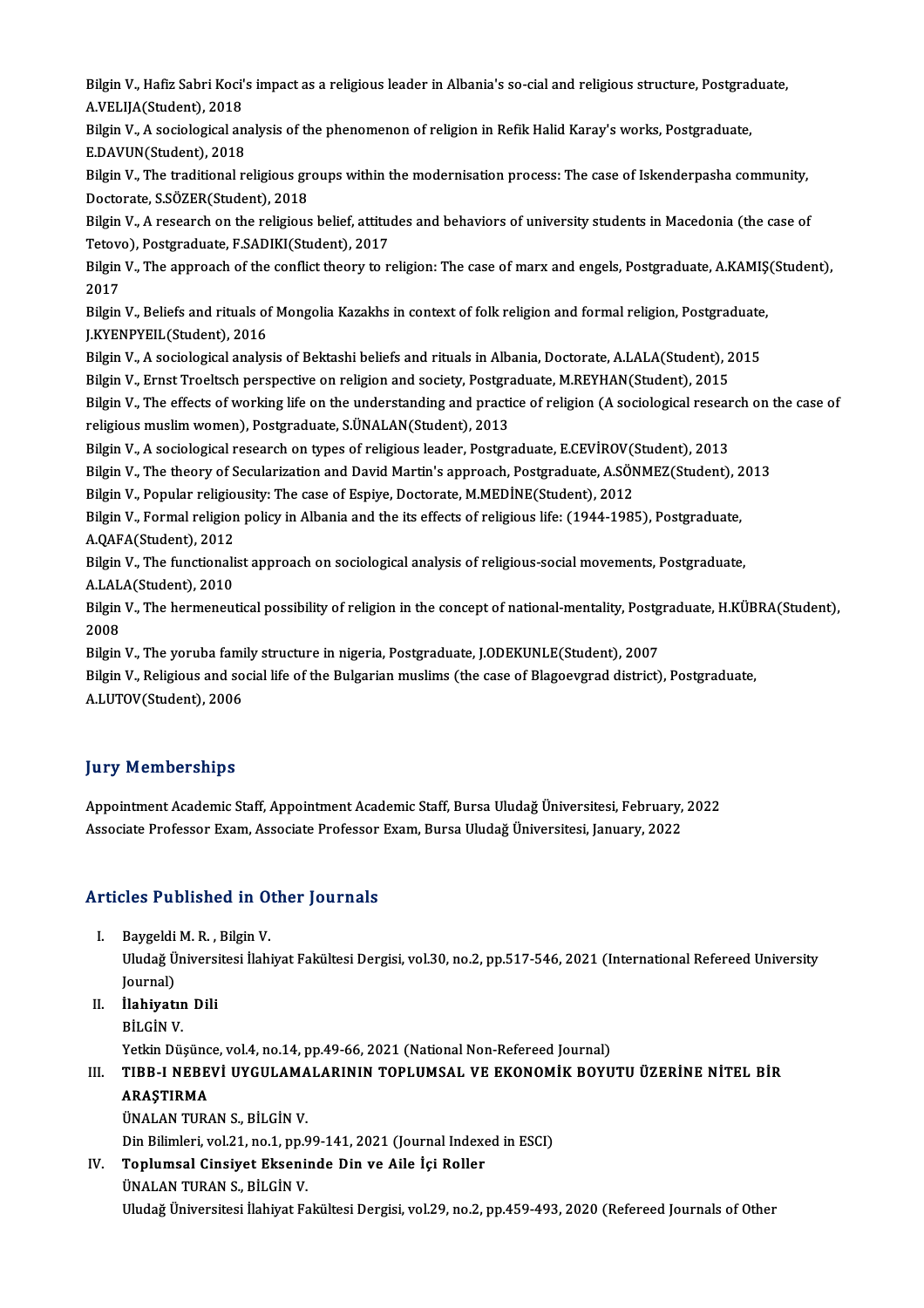Bilgin V., Hafiz Sabri Koci's impact as a religious leader in Albania's so-cial and religious structure, Postgraduate, A.VELIJA(Student), 2018

Bilgin V., A sociological analysis of the phenomenon of religion in Refik Halid Karay's works, Postgraduate, E.DAVUN(Student), 2018

Bilgin V., The traditional religious groups within the modernisation process: The case of Iskenderpasha community, Doctorate, S.SÖZER(Student), 2018

Bilgin V., A research on the religious belief, attitudes and behaviors of university students in Macedonia (the case of Tetovo), Postgraduate, F.SADIKI(Student), 2017

Bilgin V., The approach of the conflict theory to religion: The case of marx and engels, Postgraduate, A.KAMIŞ(Student), 2017

Bilgin V., Beliefs and rituals of Mongolia Kazakhs in context of folk religion and formal religion, Postgraduate, J.KYENPYEIL(Student), 2016

Bilgin V., A sociological analysis of Bektashi beliefs and rituals in Albania, Doctorate, A.LALA(Student), 2015

Bilgin V., Ernst Troeltsch perspective on religion and society, Postgraduate, M.REYHAN(Student), 2015

Bilgin V., The effects of working life on the understanding and practice of religion (A sociological research on the case of religious muslim women), Postgraduate, S.ÜNALAN(Student), 2013

Bilgin V., A sociological research on types of religious leader, Postgraduate, E.CEVİROV(Student), 2013

Bilgin V., The theory of Secularization and David Martin's approach, Postgraduate, A.SÖNMEZ(Student), 2013

Bilgin V., Popular religiousity: The case of Espiye, Doctorate, M.MEDİNE(Student), 2012

Bilgin V., Formal religion policy in Albania and the its effects of religious life: (1944-1985), Postgraduate, A.QAFA(Student), 2012

Bilgin V., The functionalist approach on sociological analysis of religious-social movements, Postgraduate, A.LALA(Student), 2010

Bilgin V., The hermeneutical possibility of religion in the concept of national-mentality, Postgraduate, H.KÜBRA(Student), 2008

Bilgin V., The yoruba family structure in nigeria, Postgraduate, J.ODEKUNLE(Student), 2007

Bilgin V., Religious and social life of the Bulgarian muslims (the case of Blagoevgrad district), Postgraduate, A.LUTOV(Student), 2006

## Jury Memberships

Appointment Academic Staff, Appointment Academic Staff, Bursa Uludağ Üniversitesi, February, 2022

Associate Professor Exam, Associate Professor Exam, Bursa Uludağ Üniversitesi, January, 2022

## Articles Published in Other Journals

I. Baygeldi M. R. , Bilgin V.
   Uludağ Üniversitesi İlahiyat Fakültesi Dergisi, vol.30, no.2, pp.517-546, 2021 (International Refereed University Journal)

II. **İlahiyatın Dili**
   BİLGİN V.
   Yetkin Düşünce, vol.4, no.14, pp.49-66, 2021 (National Non-Refereed Journal)

III. **TIBB-I NEBEVİ UYGULAMALARININ TOPLUMSAL VE EKONOMİK BOYUTU ÜZERİNE NİTEL BİR ARAŞTIRMA**
   ÜNALAN TURAN S., BİLGİN V.
   Din Bilimleri, vol.21, no.1, pp.99-141, 2021 (Journal Indexed in ESCI)

IV. **Toplumsal Cinsiyet Ekseninde Din ve Aile İçi Roller**
   ÜNALAN TURAN S., BİLGİN V.
   Uludağ Üniversitesi İlahiyat Fakültesi Dergisi, vol.29, no.2, pp.459-493, 2020 (Refereed Journals of Other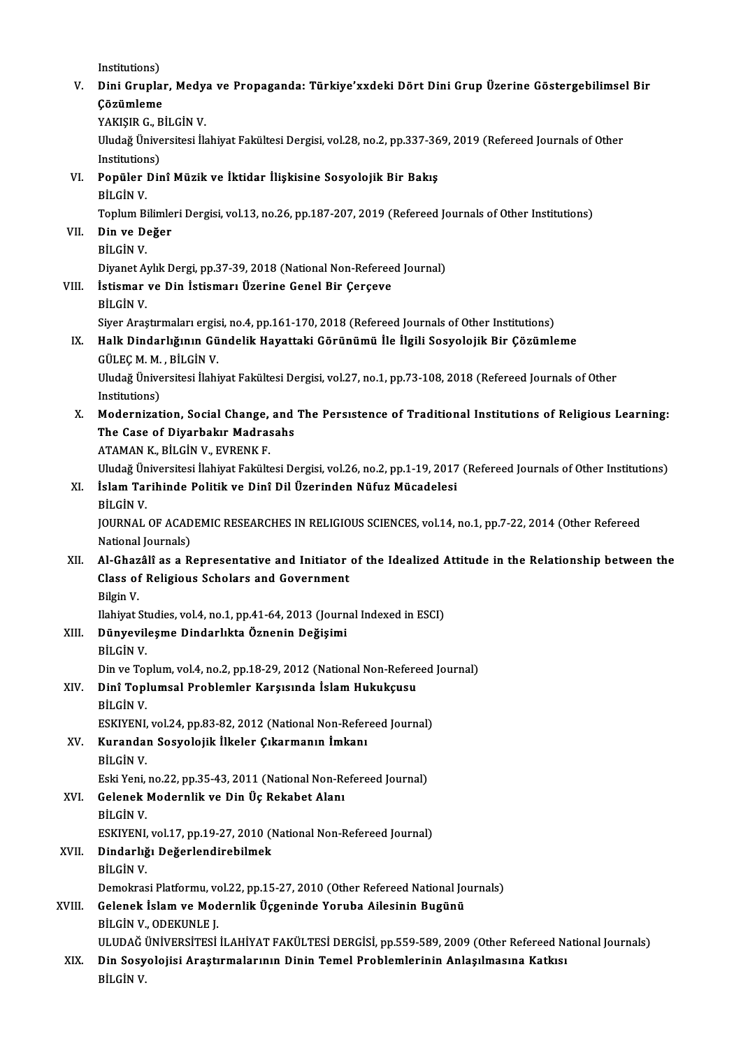Institutions)

V. **Dini Gruplar, Medya ve Propaganda: Türkiye'xxdeki Dört Dini Grup Üzerine Göstergebilimsel Bir Çözümleme**
YAKIŞIR G., BİLGİN V.
Uludağ Üniversitesi İlahiyat Fakültesi Dergisi, vol.28, no.2, pp.337-369, 2019 (Refereed Journals of Other Institutions)

VI. **Popüler Dinî Müzik ve İktidar İlişkisine Sosyolojik Bir Bakış**
BİLGİN V.
Toplum Bilimleri Dergisi, vol.13, no.26, pp.187-207, 2019 (Refereed Journals of Other Institutions)

VII. **Din ve Değer**
BİLGİN V.
Diyanet Aylık Dergi, pp.37-39, 2018 (National Non-Refereed Journal)

VIII. **İstismar ve Din İstismarı Üzerine Genel Bir Çerçeve**
BİLGİN V.
Siyer Araştırmaları ergisi, no.4, pp.161-170, 2018 (Refereed Journals of Other Institutions)

IX. **Halk Dindarlığının Gündelik Hayattaki Görünümü İle İlgili Sosyolojik Bir Çözümleme**
GÜLEÇ M. M. , BİLGİN V.
Uludağ Üniversitesi İlahiyat Fakültesi Dergisi, vol.27, no.1, pp.73-108, 2018 (Refereed Journals of Other Institutions)

X. **Modernization, Social Change, and The Persıstence of Traditional Institutions of Religious Learning: The Case of Diyarbakır Madrasahs**
ATAMAN K., BİLGİN V., EVRENK F.
Uludağ Üniversitesi İlahiyat Fakültesi Dergisi, vol.26, no.2, pp.1-19, 2017 (Refereed Journals of Other Institutions)

XI. **İslam Tarihinde Politik ve Dinî Dil Üzerinden Nüfuz Mücadelesi**
BİLGİN V.
JOURNAL OF ACADEMIC RESEARCHES IN RELIGIOUS SCIENCES, vol.14, no.1, pp.7-22, 2014 (Other Refereed National Journals)

XII. **Al-Ghazâlî as a Representative and Initiator of the Idealized Attitude in the Relationship between the Class of Religious Scholars and Government**
Bilgin V.
Ilahiyat Studies, vol.4, no.1, pp.41-64, 2013 (Journal Indexed in ESCI)

XIII. **Dünyevileşme Dindarlıkta Öznenin Değişimi**
BİLGİN V.
Din ve Toplum, vol.4, no.2, pp.18-29, 2012 (National Non-Refereed Journal)

XIV. **Dinî Toplumsal Problemler Karşısında İslam Hukukçusu**
BİLGİN V.
ESKIYENI, vol.24, pp.83-82, 2012 (National Non-Refereed Journal)

XV. **Kurandan Sosyolojik İlkeler Çıkarmanın İmkanı**
BİLGİN V.
Eski Yeni, no.22, pp.35-43, 2011 (National Non-Refereed Journal)

XVI. **Gelenek Modernlik ve Din Üç Rekabet Alanı**
BİLGİN V.
ESKIYENI, vol.17, pp.19-27, 2010 (National Non-Refereed Journal)

XVII. **Dindarlığı Değerlendirebilmek**
BİLGİN V.
Demokrasi Platformu, vol.22, pp.15-27, 2010 (Other Refereed National Journals)

XVIII. **Gelenek İslam ve Modernlik Üçgeninde Yoruba Ailesinin Bugünü**
BİLGİN V., ODEKUNLE J.
ULUDAĞ ÜNİVERSİTESİ İLAHİYAT FAKÜLTESİ DERGİSİ, pp.559-589, 2009 (Other Refereed National Journals)

XIX. **Din Sosyolojisi Araştırmalarının Dinin Temel Problemlerinin Anlaşılmasına Katkısı**
BİLGİN V.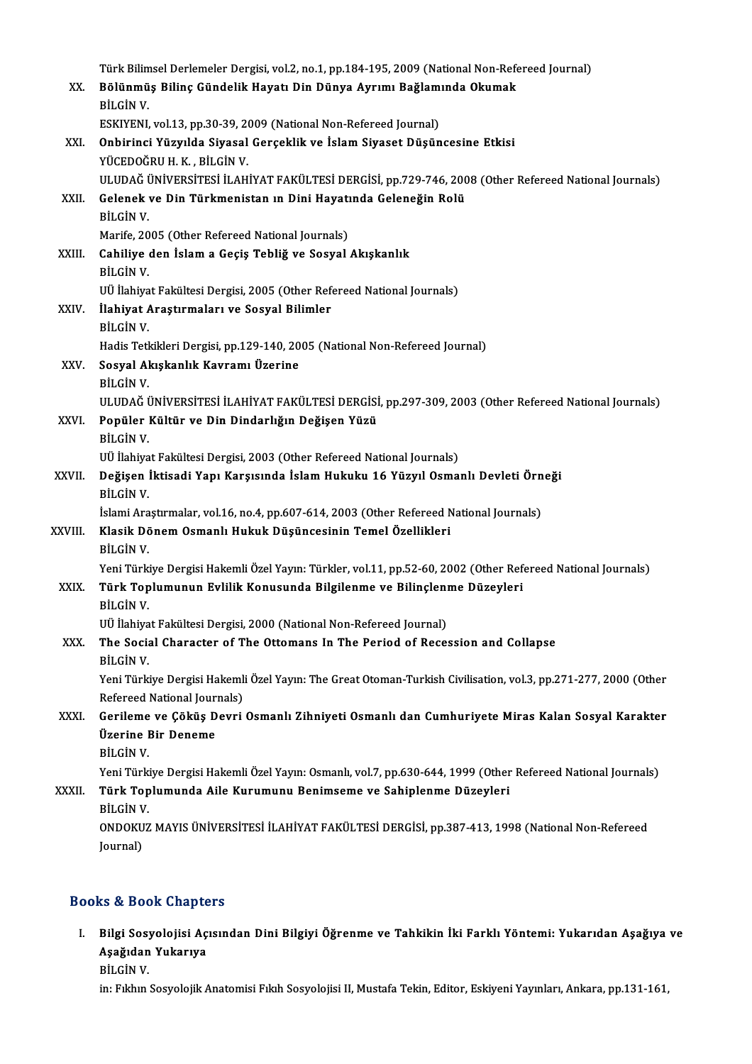Türk Bilimsel Derlemeler Dergisi, vol.2, no.1, pp.184-195, 2009 (National Non-Refereed Journal)

XX. **Bölünmüş Bilinç Gündelik Hayatı Din Dünya Ayrımı Bağlamında Okumak**
BİLGİN V.
ESKIYENI, vol.13, pp.30-39, 2009 (National Non-Refereed Journal)

XXI. **Onbirinci Yüzyılda Siyasal Gerçeklik ve İslam Siyaset Düşüncesine Etkisi**
YÜCEDOĞRU H. K. , BİLGİN V.
ULUDAĞ ÜNİVERSİTESİ İLAHİYAT FAKÜLTESİ DERGİSİ, pp.729-746, 2008 (Other Refereed National Journals)

XXII. **Gelenek ve Din Türkmenistan ın Dini Hayatında Geleneğin Rolü**
BİLGİN V.
Marife, 2005 (Other Refereed National Journals)

XXIII. **Cahiliye den İslam a Geçiş Tebliğ ve Sosyal Akışkanlık**
BİLGİN V.
UÜ İlahiyat Fakültesi Dergisi, 2005 (Other Refereed National Journals)

XXIV. **İlahiyat Araştırmaları ve Sosyal Bilimler**
BİLGİN V.
Hadis Tetkikleri Dergisi, pp.129-140, 2005 (National Non-Refereed Journal)

XXV. **Sosyal Akışkanlık Kavramı Üzerine**
BİLGİN V.
ULUDAĞ ÜNİVERSİTESİ İLAHİYAT FAKÜLTESİ DERGİSİ, pp.297-309, 2003 (Other Refereed National Journals)

XXVI. **Popüler Kültür ve Din Dindarlığın Değişen Yüzü**
BİLGİN V.
UÜ İlahiyat Fakültesi Dergisi, 2003 (Other Refereed National Journals)

XXVII. **Değişen İktisadi Yapı Karşısında İslam Hukuku 16 Yüzyıl Osmanlı Devleti Örneği**
BİLGİN V.
İslami Araştırmalar, vol.16, no.4, pp.607-614, 2003 (Other Refereed National Journals)

XXVIII. **Klasik Dönem Osmanlı Hukuk Düşüncesinin Temel Özellikleri**
BİLGİN V.
Yeni Türkiye Dergisi Hakemli Özel Yayın: Türkler, vol.11, pp.52-60, 2002 (Other Refereed National Journals)

XXIX. **Türk Toplumunun Evlilik Konusunda Bilgilenme ve Bilinçlenme Düzeyleri**
BİLGİN V.
UÜ İlahiyat Fakültesi Dergisi, 2000 (National Non-Refereed Journal)

XXX. **The Social Character of The Ottomans In The Period of Recession and Collapse**
BİLGİN V.
Yeni Türkiye Dergisi Hakemli Özel Yayın: The Great Otoman-Turkish Civilisation, vol.3, pp.271-277, 2000 (Other Refereed National Journals)

XXXI. **Gerileme ve Çöküş Devri Osmanlı Zihniyeti Osmanlı dan Cumhuriyete Miras Kalan Sosyal Karakter Üzerine Bir Deneme**
BİLGİN V.
Yeni Türkiye Dergisi Hakemli Özel Yayın: Osmanlı, vol.7, pp.630-644, 1999 (Other Refereed National Journals)

XXXII. **Türk Toplumunda Aile Kurumunu Benimseme ve Sahiplenme Düzeyleri**
BİLGİN V.
ONDOKUZ MAYIS ÜNİVERSİTESİ İLAHİYAT FAKÜLTESİ DERGİSİ, pp.387-413, 1998 (National Non-Refereed Journal)

## Books & Book Chapters

I. **Bilgi Sosyolojisi Açısından Dini Bilgiyi Öğrenme ve Tahkikin İki Farklı Yöntemi: Yukarıdan Aşağıya ve Aşağıdan Yukarıya**
BİLGİN V.
in: Fıkhın Sosyolojik Anatomisi Fıkıh Sosyolojisi II, Mustafa Tekin, Editor, Eskiyeni Yayınları, Ankara, pp.131-161,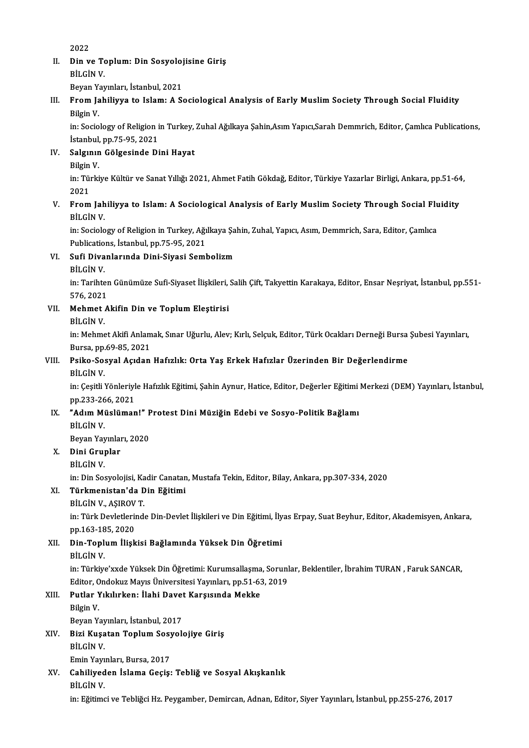2022

II. **Din ve Toplum: Din Sosyolojisine Giriş**
BİLGİN V.
Beyan Yayınları, İstanbul, 2021

III. **From Jahiliyya to Islam: A Sociological Analysis of Early Muslim Society Through Social Fluidity**
Bilgin V.
in: Sociology of Religion in Turkey, Zuhal Ağılkaya Şahin,Asım Yapıcı,Sarah Demmrich, Editor, Çamlıca Publications, İstanbul, pp.75-95, 2021

IV. **Salgının Gölgesinde Dini Hayat**
Bilgin V.
in: Türkiye Kültür ve Sanat Yıllığı 2021, Ahmet Fatih Gökdağ, Editor, Türkiye Yazarlar Birligi, Ankara, pp.51-64, 2021

V. **From Jahiliyya to Islam: A Sociological Analysis of Early Muslim Society Through Social Fluidity**
BİLGİN V.
in: Sociology of Religion in Turkey, Ağılkaya Şahin, Zuhal, Yapıcı, Asım, Demmrich, Sara, Editor, Çamlıca Publications, İstanbul, pp.75-95, 2021

VI. **Sufi Divanlarında Dini-Siyasi Sembolizm**
BİLGİN V.
in: Tarihten Günümüze Sufi-Siyaset İlişkileri, Salih Çift, Takyettin Karakaya, Editor, Ensar Neşriyat, İstanbul, pp.551-576, 2021

VII. **Mehmet Akifin Din ve Toplum Eleştirisi**
BİLGİN V.
in: Mehmet Akifi Anlamak, Sınar Uğurlu, Alev; Kırlı, Selçuk, Editor, Türk Ocakları Derneği Bursa Şubesi Yayınları, Bursa, pp.69-85, 2021

VIII. **Psiko-Sosyal Açıdan Hafızlık: Orta Yaş Erkek Hafızlar Üzerinden Bir Değerlendirme**
BİLGİN V.
in: Çeşitli Yönleriyle Hafızlık Eğitimi, Şahin Aynur, Hatice, Editor, Değerler Eğitimi Merkezi (DEM) Yayınları, İstanbul, pp.233-266, 2021

IX. **"Adım Müslüman!" Protest Dini Müziğin Edebi ve Sosyo-Politik Bağlamı**
BİLGİN V.
Beyan Yayınları, 2020

X. **Dini Gruplar**
BİLGİN V.
in: Din Sosyolojisi, Kadir Canatan, Mustafa Tekin, Editor, Bilay, Ankara, pp.307-334, 2020

XI. **Türkmenistan'da Din Eğitimi**
BİLGİN V., AŞIROV T.
in: Türk Devletlerinde Din-Devlet İlişkileri ve Din Eğitimi, İlyas Erpay, Suat Beyhur, Editor, Akademisyen, Ankara, pp.163-185, 2020

XII. **Din-Toplum İlişkisi Bağlamında Yüksek Din Öğretimi**
BİLGİN V.
in: Türkiye'xxde Yüksek Din Öğretimi: Kurumsallaşma, Sorunlar, Beklentiler, İbrahim TURAN , Faruk SANCAR, Editor, Ondokuz Mayıs Üniversitesi Yayınları, pp.51-63, 2019

XIII. **Putlar Yıkılırken: İlahi Davet Karşısında Mekke**
Bilgin V.
Beyan Yayınları, İstanbul, 2017

XIV. **Bizi Kuşatan Toplum Sosyolojiye Giriş**
BİLGİN V.
Emin Yayınları, Bursa, 2017

XV. **Cahiliyeden İslama Geçiş: Tebliğ ve Sosyal Akışkanlık**
BİLGİN V.
in: Eğitimci ve Tebliğci Hz. Peygamber, Demircan, Adnan, Editor, Siyer Yayınları, İstanbul, pp.255-276, 2017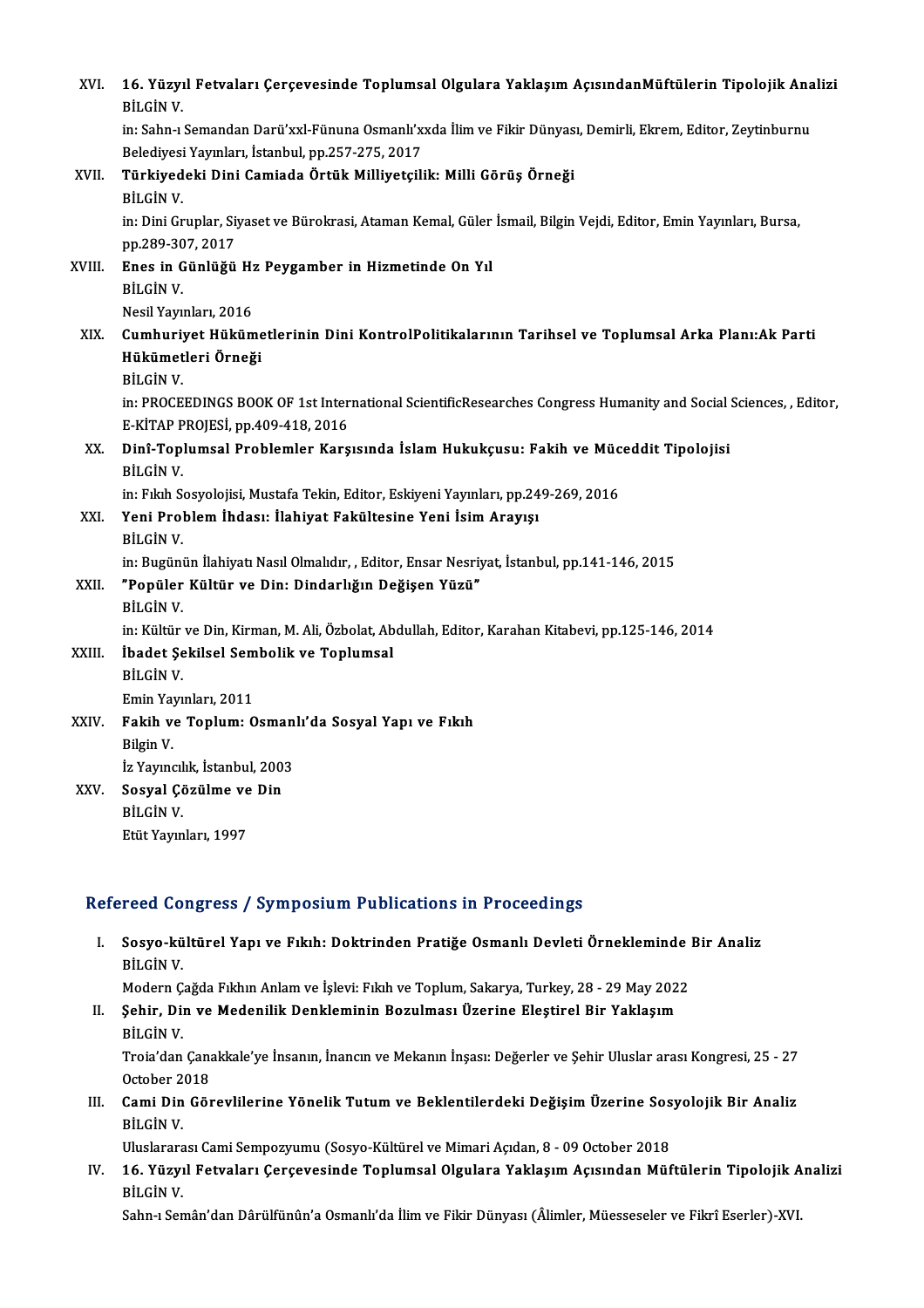XVI. **16. Yüzyıl Fetvaları Çerçevesinde Toplumsal Olgulara Yaklaşım AçısındanMüftülerin Tipolojik Analizi**
BİLGİN V.
in: Sahn-ı Semandan Darü'xxl-Fünuna Osmanlı'xxda İlim ve Fikir Dünyası, Demirli, Ekrem, Editor, Zeytinburnu Belediyesi Yayınları, İstanbul, pp.257-275, 2017

XVII. **Türkiyedeki Dini Camiada Örtük Milliyetçilik: Milli Görüş Örneği**
BİLGİN V.
in: Dini Gruplar, Siyaset ve Bürokrasi, Ataman Kemal, Güler İsmail, Bilgin Vejdi, Editor, Emin Yayınları, Bursa, pp.289-307, 2017

XVIII. **Enes in Günlüğü Hz Peygamber in Hizmetinde On Yıl**
BİLGİN V.
Nesil Yayınları, 2016

XIX. **Cumhuriyet Hükümetlerinin Dini KontrolPolitikalarının Tarihsel ve Toplumsal Arka Planı:Ak Parti Hükümetleri Örneği**
BİLGİN V.
in: PROCEEDINGS BOOK OF 1st International ScientificResearches Congress Humanity and Social Sciences, , Editor, E-KİTAP PROJESİ, pp.409-418, 2016

XX. **Dinî-Toplumsal Problemler Karşısında İslam Hukukçusu: Fakih ve Müceddit Tipolojisi**
BİLGİN V.
in: Fıkıh Sosyolojisi, Mustafa Tekin, Editor, Eskiyeni Yayınları, pp.249-269, 2016

XXI. **Yeni Problem İhdası: İlahiyat Fakültesine Yeni İsim Arayışı**
BİLGİN V.
in: Bugünün İlahiyatı Nasıl Olmalıdır, , Editor, Ensar Nesriyat, İstanbul, pp.141-146, 2015

XXII. **"Popüler Kültür ve Din: Dindarlığın Değişen Yüzü"**
BİLGİN V.
in: Kültür ve Din, Kirman, M. Ali, Özbolat, Abdullah, Editor, Karahan Kitabevi, pp.125-146, 2014

XXIII. **İbadet Şekilsel Sembolik ve Toplumsal**
BİLGİN V.
Emin Yayınları, 2011

XXIV. **Fakih ve Toplum: Osmanlı'da Sosyal Yapı ve Fıkıh**
Bilgin V.
İz Yayıncılık, İstanbul, 2003

XXV. **Sosyal Çözülme ve Din**
BİLGİN V.
Etüt Yayınları, 1997

## Refereed Congress / Symposium Publications in Proceedings

I. **Sosyo-kültürel Yapı ve Fıkıh: Doktrinden Pratiğe Osmanlı Devleti Örnekleminde Bir Analiz**
BİLGİN V.
Modern Çağda Fıkhın Anlam ve İşlevi: Fıkıh ve Toplum, Sakarya, Turkey, 28 - 29 May 2022

II. **Şehir, Din ve Medenilik Denkleminin Bozulması Üzerine Eleştirel Bir Yaklaşım**
BİLGİN V.
Troia'dan Çanakkale'ye İnsanın, İnancın ve Mekanın İnşası: Değerler ve Şehir Uluslar arası Kongresi, 25 - 27 October 2018

III. **Cami Din Görevlilerine Yönelik Tutum ve Beklentilerdeki Değişim Üzerine Sosyolojik Bir Analiz**
BİLGİN V.
Uluslararası Cami Sempozyumu (Sosyo-Kültürel ve Mimari Açıdan, 8 - 09 October 2018

IV. **16. Yüzyıl Fetvaları Çerçevesinde Toplumsal Olgulara Yaklaşım Açısından Müftülerin Tipolojik Analizi**
BİLGİN V.
Sahn-ı Semân'dan Dârülfünûn'a Osmanlı'da İlim ve Fikir Dünyası (Âlimler, Müesseseler ve Fikrî Eserler)-XVI.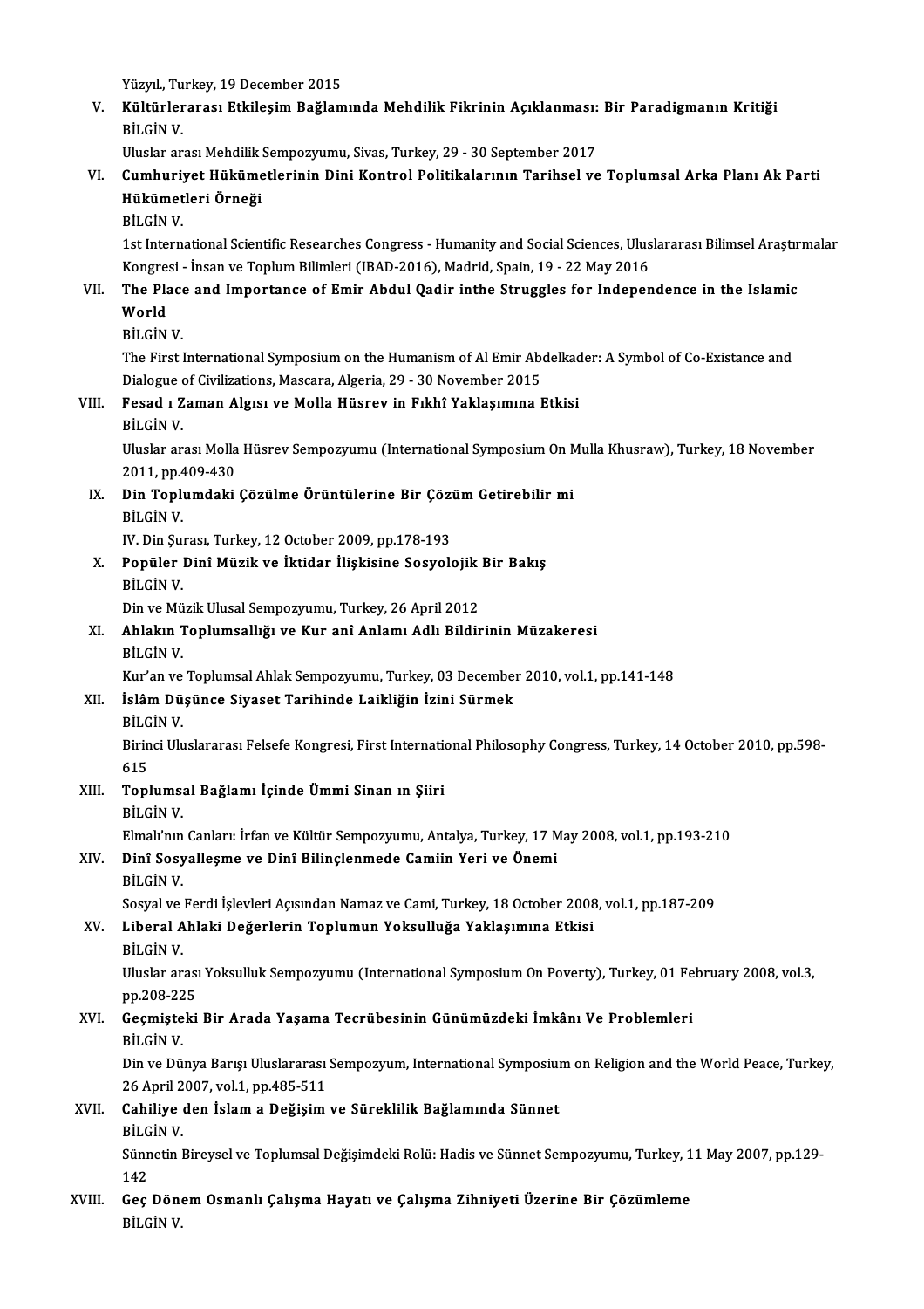Yüzyıl., Turkey, 19 December 2015

V. **Kültürlerarası Etkileşim Bağlamında Mehdilik Fikrinin Açıklanması: Bir Paradigmanın Kritiği**
BİLGİN V.
Uluslar arası Mehdilik Sempozyumu, Sivas, Turkey, 29 - 30 September 2017

VI. **Cumhuriyet Hükümetlerinin Dini Kontrol Politikalarının Tarihsel ve Toplumsal Arka Planı Ak Parti Hükümetleri Örneği**
BİLGİN V.
1st International Scientific Researches Congress - Humanity and Social Sciences, Uluslararası Bilimsel Araştırmalar Kongresi - İnsan ve Toplum Bilimleri (IBAD-2016), Madrid, Spain, 19 - 22 May 2016

VII. **The Place and Importance of Emir Abdul Qadir inthe Struggles for Independence in the Islamic World**
BİLGİN V.
The First International Symposium on the Humanism of Al Emir Abdelkader: A Symbol of Co-Existance and Dialogue of Civilizations, Mascara, Algeria, 29 - 30 November 2015

VIII. **Fesad ı Zaman Algısı ve Molla Hüsrev in Fıkhî Yaklaşımına Etkisi**
BİLGİN V.
Uluslar arası Molla Hüsrev Sempozyumu (International Symposium On Mulla Khusraw), Turkey, 18 November 2011, pp.409-430

IX. **Din Toplumdaki Çözülme Örüntülerine Bir Çözüm Getirebilir mi**
BİLGİN V.
IV. Din Şurası, Turkey, 12 October 2009, pp.178-193

X. **Popüler Dinî Müzik ve İktidar İlişkisine Sosyolojik Bir Bakış**
BİLGİN V.
Din ve Müzik Ulusal Sempozyumu, Turkey, 26 April 2012

XI. **Ahlakın Toplumsallığı ve Kur anî Anlamı Adlı Bildirinin Müzakeresi**
BİLGİN V.
Kur'an ve Toplumsal Ahlak Sempozyumu, Turkey, 03 December 2010, vol.1, pp.141-148

XII. **İslâm Düşünce Siyaset Tarihinde Laikliğin İzini Sürmek**
BİLGİN V.
Birinci Uluslararası Felsefe Kongresi, First International Philosophy Congress, Turkey, 14 October 2010, pp.598-615

XIII. **Toplumsal Bağlamı İçinde Ümmi Sinan ın Şiiri**
BİLGİN V.
Elmalı'nın Canları: İrfan ve Kültür Sempozyumu, Antalya, Turkey, 17 May 2008, vol.1, pp.193-210

XIV. **Dinî Sosyalleşme ve Dinî Bilinçlenmede Camiin Yeri ve Önemi**
BİLGİN V.
Sosyal ve Ferdi İşlevleri Açısından Namaz ve Cami, Turkey, 18 October 2008, vol.1, pp.187-209

XV. **Liberal Ahlaki Değerlerin Toplumun Yoksulluğa Yaklaşımına Etkisi**
BİLGİN V.
Uluslar arası Yoksulluk Sempozyumu (International Symposium On Poverty), Turkey, 01 February 2008, vol.3, pp.208-225

XVI. **Geçmişteki Bir Arada Yaşama Tecrübesinin Günümüzdeki İmkânı Ve Problemleri**
BİLGİN V.
Din ve Dünya Barışı Uluslararası Sempozyum, International Symposium on Religion and the World Peace, Turkey, 26 April 2007, vol.1, pp.485-511

XVII. **Cahiliye den İslam a Değişim ve Süreklilik Bağlamında Sünnet**
BİLGİN V.
Sünnetin Bireysel ve Toplumsal Değişimdeki Rolü: Hadis ve Sünnet Sempozyumu, Turkey, 11 May 2007, pp.129-142

XVIII. **Geç Dönem Osmanlı Çalışma Hayatı ve Çalışma Zihniyeti Üzerine Bir Çözümleme**
BİLGİN V.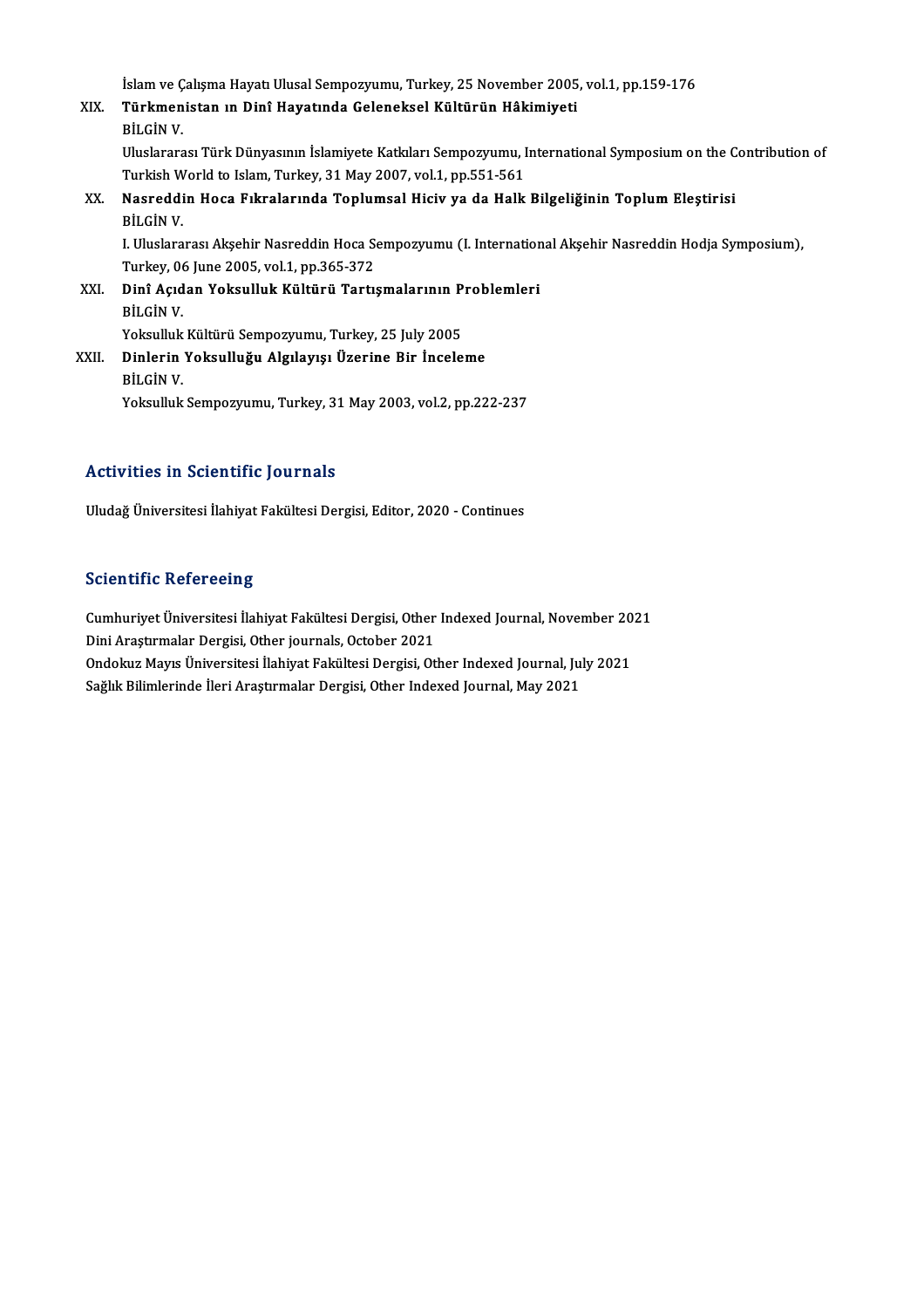İslam ve Çalışma Hayatı Ulusal Sempozyumu, Turkey, 25 November 2005, vol.1, pp.159-176

XIX. **Türkmenistan ın Dinî Hayatında Geleneksel Kültürün Hâkimiyeti**
BİLGİN V.
Uluslararası Türk Dünyasının İslamiyete Katkıları Sempozyumu, International Symposium on the Contribution of Turkish World to Islam, Turkey, 31 May 2007, vol.1, pp.551-561

XX. **Nasreddin Hoca Fıkralarında Toplumsal Hiciv ya da Halk Bilgeliğinin Toplum Eleştirisi**
BİLGİN V.
I. Uluslararası Akşehir Nasreddin Hoca Sempozyumu (I. International Akşehir Nasreddin Hodja Symposium), Turkey, 06 June 2005, vol.1, pp.365-372

XXI. **Dinî Açıdan Yoksulluk Kültürü Tartışmalarının Problemleri**
BİLGİN V.
Yoksulluk Kültürü Sempozyumu, Turkey, 25 July 2005

XXII. **Dinlerin Yoksulluğu Algılayışı Üzerine Bir İnceleme**
BİLGİN V.
Yoksulluk Sempozyumu, Turkey, 31 May 2003, vol.2, pp.222-237

## Activities in Scientific Journals

Uludağ Üniversitesi İlahiyat Fakültesi Dergisi, Editor, 2020 - Continues

## Scientific Refereeing

Cumhuriyet Üniversitesi İlahiyat Fakültesi Dergisi, Other Indexed Journal, November 2021
Dini Araştırmalar Dergisi, Other journals, October 2021
Ondokuz Mayıs Üniversitesi İlahiyat Fakültesi Dergisi, Other Indexed Journal, July 2021
Sağlık Bilimlerinde İleri Araştırmalar Dergisi, Other Indexed Journal, May 2021